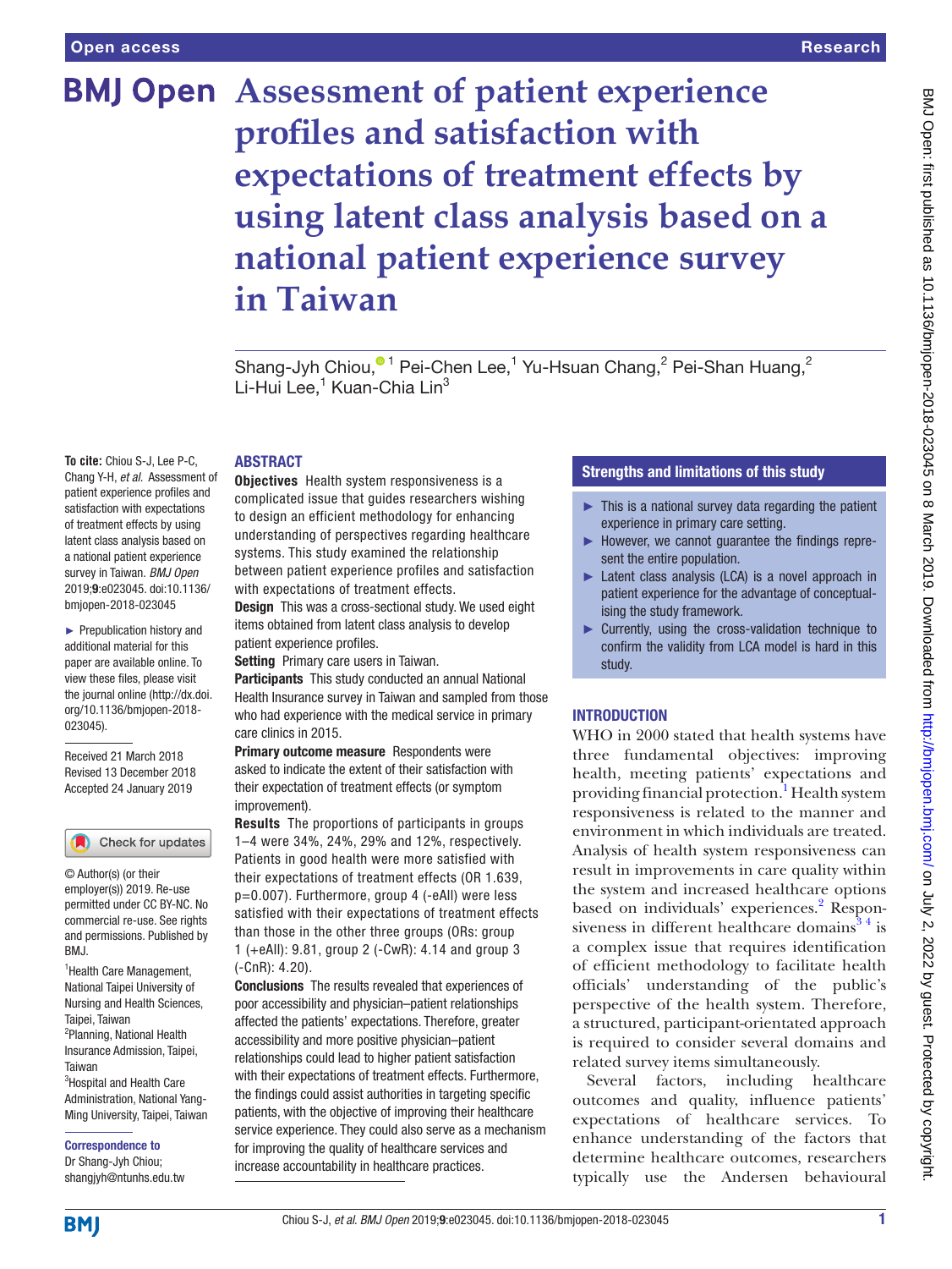# Assessment of patient experience profiles and satisfaction with expectations of treatment effects by using latent class analysis based on a national patient experience survey in Taiwan

Shang-Jyh Chiou,[1] Pei-Chen Lee,[1] Yu-Hsuan Chang,[2] Pei-Shan Huang,[2] Li-Hui Lee,[1] Kuan-Chia Lin[3]

**To cite:** Chiou S-J, Lee P-C, Chang Y-H, *et al*. Assessment of patient experience profiles and satisfaction with expectations of treatment effects by using latent class analysis based on a national patient experience survey in Taiwan. *BMJ Open* 2019;**9**:e023045. doi:10.1136/bmjopen-2018-023045

► Prepublication history and additional material for this paper are available online. To view these files, please visit the journal online (http://dx.doi.org/10.1136/bmjopen-2018-023045).

Received 21 March 2018
Revised 13 December 2018
Accepted 24 January 2019

© Author(s) (or their employer(s)) 2019. Re-use permitted under CC BY-NC. No commercial re-use. See rights and permissions. Published by BMJ.

[1]Health Care Management, National Taipei University of Nursing and Health Sciences, Taipei, Taiwan
[2]Planning, National Health Insurance Admission, Taipei, Taiwan
[3]Hospital and Health Care Administration, National Yang-Ming University, Taipei, Taiwan

**Correspondence to**
Dr Shang-Jyh Chiou;
shangjyh@ntunhs.edu.tw

## ABSTRACT

**Objectives** Health system responsiveness is a complicated issue that guides researchers wishing to design an efficient methodology for enhancing understanding of perspectives regarding healthcare systems. This study examined the relationship between patient experience profiles and satisfaction with expectations of treatment effects.

**Design** This was a cross-sectional study. We used eight items obtained from latent class analysis to develop patient experience profiles.

**Setting** Primary care users in Taiwan.

**Participants** This study conducted an annual National Health Insurance survey in Taiwan and sampled from those who had experience with the medical service in primary care clinics in 2015.

**Primary outcome measure** Respondents were asked to indicate the extent of their satisfaction with their expectation of treatment effects (or symptom improvement).

**Results** The proportions of participants in groups 1–4 were 34%, 24%, 29% and 12%, respectively. Patients in good health were more satisfied with their expectations of treatment effects (OR 1.639, p=0.007). Furthermore, group 4 (-eAll) were less satisfied with their expectations of treatment effects than those in the other three groups (ORs: group 1 (+eAll): 9.81, group 2 (-CwR): 4.14 and group 3 (-CnR): 4.20).

**Conclusions** The results revealed that experiences of poor accessibility and physician–patient relationships affected the patients' expectations. Therefore, greater accessibility and more positive physician–patient relationships could lead to higher patient satisfaction with their expectations of treatment effects. Furthermore, the findings could assist authorities in targeting specific patients, with the objective of improving their healthcare service experience. They could also serve as a mechanism for improving the quality of healthcare services and increase accountability in healthcare practices.

## Strengths and limitations of this study

- ► This is a national survey data regarding the patient experience in primary care setting.
- ► However, we cannot guarantee the findings represent the entire population.
- ► Latent class analysis (LCA) is a novel approach in patient experience for the advantage of conceptualising the study framework.
- ► Currently, using the cross-validation technique to confirm the validity from LCA model is hard in this study.

## INTRODUCTION

WHO in 2000 stated that health systems have three fundamental objectives: improving health, meeting patients' expectations and providing financial protection.[1] Health system responsiveness is related to the manner and environment in which individuals are treated. Analysis of health system responsiveness can result in improvements in care quality within the system and increased healthcare options based on individuals' experiences.[2] Responsiveness in different healthcare domains[3,4] is a complex issue that requires identification of efficient methodology to facilitate health officials' understanding of the public's perspective of the health system. Therefore, a structured, participant-orientated approach is required to consider several domains and related survey items simultaneously.

Several factors, including healthcare outcomes and quality, influence patients' expectations of healthcare services. To enhance understanding of the factors that determine healthcare outcomes, researchers typically use the Andersen behavioural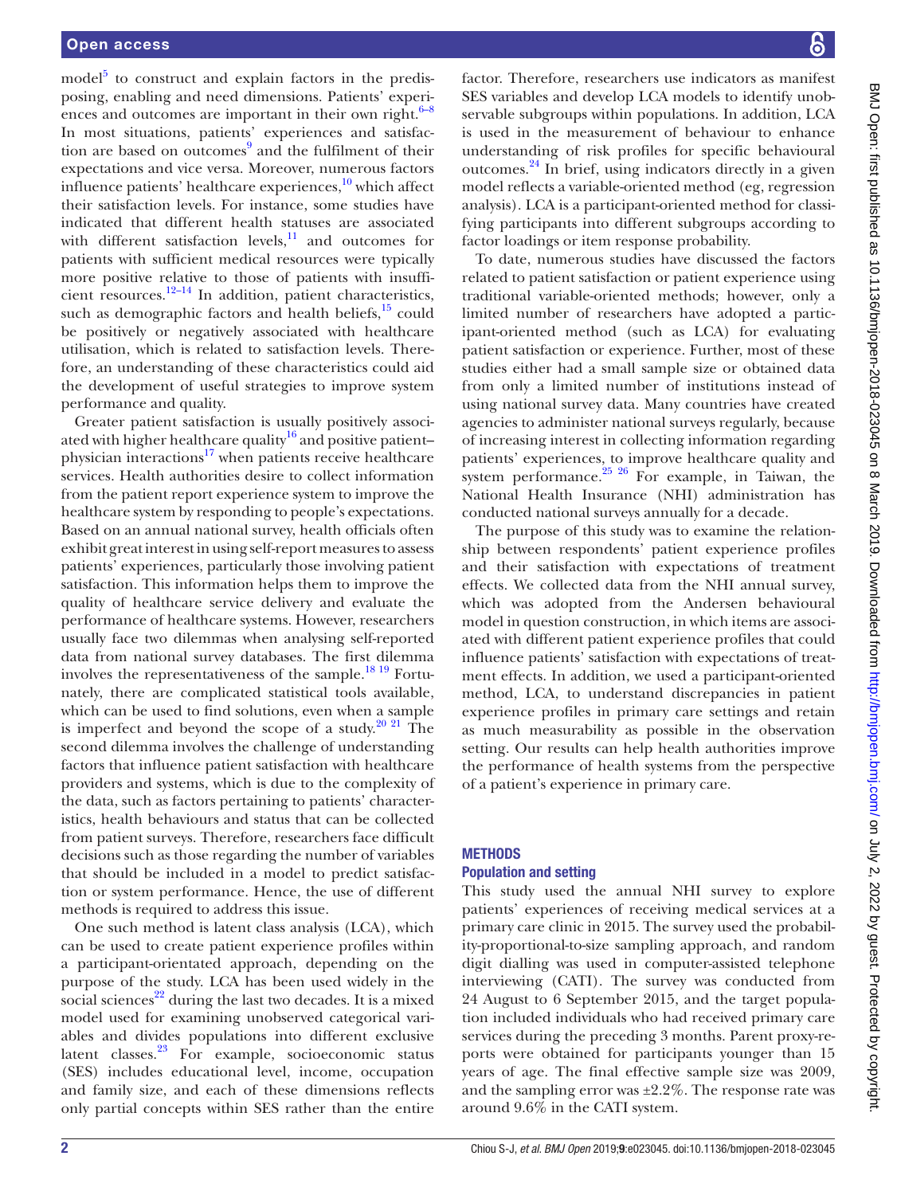model[5] to construct and explain factors in the predisposing, enabling and need dimensions. Patients' experiences and outcomes are important in their own right.[6–8] In most situations, patients' experiences and satisfaction are based on outcomes[9] and the fulfilment of their expectations and vice versa. Moreover, numerous factors influence patients' healthcare experiences,[10] which affect their satisfaction levels. For instance, some studies have indicated that different health statuses are associated with different satisfaction levels,[11] and outcomes for patients with sufficient medical resources were typically more positive relative to those of patients with insufficient resources.[12–14] In addition, patient characteristics, such as demographic factors and health beliefs,[15] could be positively or negatively associated with healthcare utilisation, which is related to satisfaction levels. Therefore, an understanding of these characteristics could aid the development of useful strategies to improve system performance and quality.

Greater patient satisfaction is usually positively associated with higher healthcare quality[16] and positive patient–physician interactions[17] when patients receive healthcare services. Health authorities desire to collect information from the patient report experience system to improve the healthcare system by responding to people's expectations. Based on an annual national survey, health officials often exhibit great interest in using self-report measures to assess patients' experiences, particularly those involving patient satisfaction. This information helps them to improve the quality of healthcare service delivery and evaluate the performance of healthcare systems. However, researchers usually face two dilemmas when analysing self-reported data from national survey databases. The first dilemma involves the representativeness of the sample.[18 19] Fortunately, there are complicated statistical tools available, which can be used to find solutions, even when a sample is imperfect and beyond the scope of a study.[20 21] The second dilemma involves the challenge of understanding factors that influence patient satisfaction with healthcare providers and systems, which is due to the complexity of the data, such as factors pertaining to patients' characteristics, health behaviours and status that can be collected from patient surveys. Therefore, researchers face difficult decisions such as those regarding the number of variables that should be included in a model to predict satisfaction or system performance. Hence, the use of different methods is required to address this issue.

One such method is latent class analysis (LCA), which can be used to create patient experience profiles within a participant-orientated approach, depending on the purpose of the study. LCA has been used widely in the social sciences[22] during the last two decades. It is a mixed model used for examining unobserved categorical variables and divides populations into different exclusive latent classes.[23] For example, socioeconomic status (SES) includes educational level, income, occupation and family size, and each of these dimensions reflects only partial concepts within SES rather than the entire factor. Therefore, researchers use indicators as manifest SES variables and develop LCA models to identify unobservable subgroups within populations. In addition, LCA is used in the measurement of behaviour to enhance understanding of risk profiles for specific behavioural outcomes.[24] In brief, using indicators directly in a given model reflects a variable-oriented method (eg, regression analysis). LCA is a participant-oriented method for classifying participants into different subgroups according to factor loadings or item response probability.

To date, numerous studies have discussed the factors related to patient satisfaction or patient experience using traditional variable-oriented methods; however, only a limited number of researchers have adopted a participant-oriented method (such as LCA) for evaluating patient satisfaction or experience. Further, most of these studies either had a small sample size or obtained data from only a limited number of institutions instead of using national survey data. Many countries have created agencies to administer national surveys regularly, because of increasing interest in collecting information regarding patients' experiences, to improve healthcare quality and system performance.[25 26] For example, in Taiwan, the National Health Insurance (NHI) administration has conducted national surveys annually for a decade.

The purpose of this study was to examine the relationship between respondents' patient experience profiles and their satisfaction with expectations of treatment effects. We collected data from the NHI annual survey, which was adopted from the Andersen behavioural model in question construction, in which items are associated with different patient experience profiles that could influence patients' satisfaction with expectations of treatment effects. In addition, we used a participant-oriented method, LCA, to understand discrepancies in patient experience profiles in primary care settings and retain as much measurability as possible in the observation setting. Our results can help health authorities improve the performance of health systems from the perspective of a patient's experience in primary care.

## METHODS

### Population and setting

This study used the annual NHI survey to explore patients' experiences of receiving medical services at a primary care clinic in 2015. The survey used the probability-proportional-to-size sampling approach, and random digit dialling was used in computer-assisted telephone interviewing (CATI). The survey was conducted from 24 August to 6 September 2015, and the target population included individuals who had received primary care services during the preceding 3 months. Parent proxy-reports were obtained for participants younger than 15 years of age. The final effective sample size was 2009, and the sampling error was ±2.2%. The response rate was around 9.6% in the CATI system.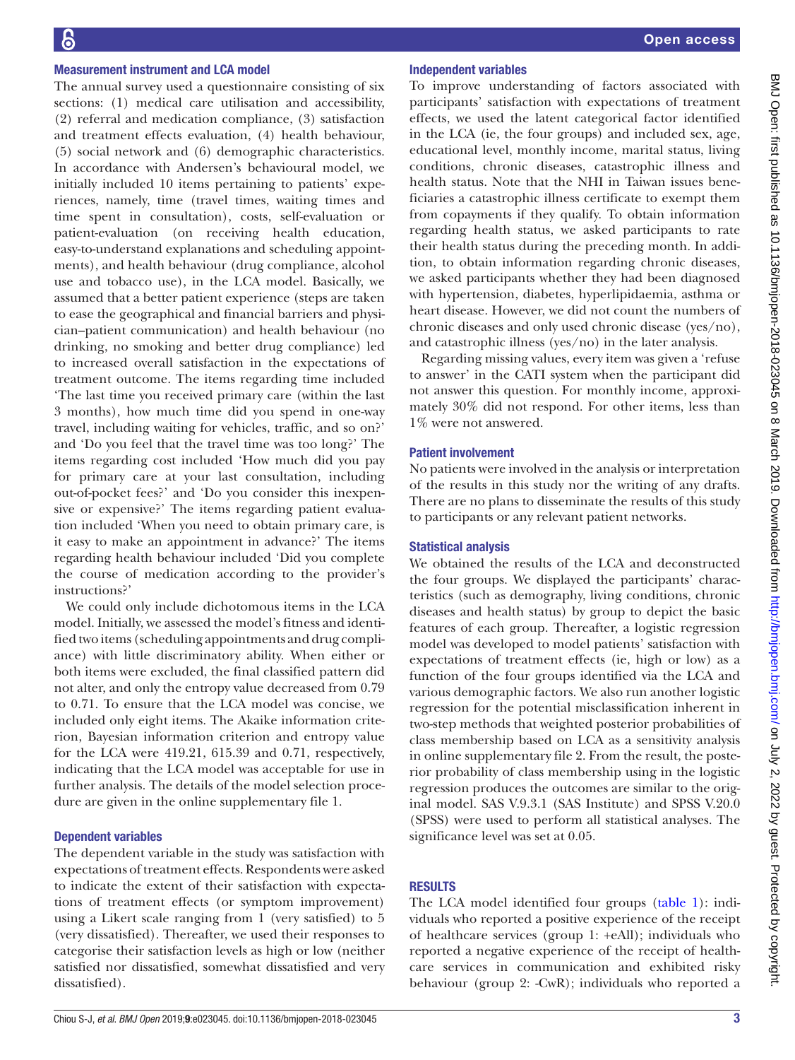### Measurement instrument and LCA model

The annual survey used a questionnaire consisting of six sections: (1) medical care utilisation and accessibility, (2) referral and medication compliance, (3) satisfaction and treatment effects evaluation, (4) health behaviour, (5) social network and (6) demographic characteristics. In accordance with Andersen's behavioural model, we initially included 10 items pertaining to patients' experiences, namely, time (travel times, waiting times and time spent in consultation), costs, self-evaluation or patient-evaluation (on receiving health education, easy-to-understand explanations and scheduling appointments), and health behaviour (drug compliance, alcohol use and tobacco use), in the LCA model. Basically, we assumed that a better patient experience (steps are taken to ease the geographical and financial barriers and physician–patient communication) and health behaviour (no drinking, no smoking and better drug compliance) led to increased overall satisfaction in the expectations of treatment outcome. The items regarding time included 'The last time you received primary care (within the last 3 months), how much time did you spend in one-way travel, including waiting for vehicles, traffic, and so on?' and 'Do you feel that the travel time was too long?' The items regarding cost included 'How much did you pay for primary care at your last consultation, including out-of-pocket fees?' and 'Do you consider this inexpensive or expensive?' The items regarding patient evaluation included 'When you need to obtain primary care, is it easy to make an appointment in advance?' The items regarding health behaviour included 'Did you complete the course of medication according to the provider's instructions?'

We could only include dichotomous items in the LCA model. Initially, we assessed the model's fitness and identified two items (scheduling appointments and drug compliance) with little discriminatory ability. When either or both items were excluded, the final classified pattern did not alter, and only the entropy value decreased from 0.79 to 0.71. To ensure that the LCA model was concise, we included only eight items. The Akaike information criterion, Bayesian information criterion and entropy value for the LCA were 419.21, 615.39 and 0.71, respectively, indicating that the LCA model was acceptable for use in further analysis. The details of the model selection procedure are given in the online supplementary file 1.

### Dependent variables

The dependent variable in the study was satisfaction with expectations of treatment effects. Respondents were asked to indicate the extent of their satisfaction with expectations of treatment effects (or symptom improvement) using a Likert scale ranging from 1 (very satisfied) to 5 (very dissatisfied). Thereafter, we used their responses to categorise their satisfaction levels as high or low (neither satisfied nor dissatisfied, somewhat dissatisfied and very dissatisfied).

### Independent variables

To improve understanding of factors associated with participants' satisfaction with expectations of treatment effects, we used the latent categorical factor identified in the LCA (ie, the four groups) and included sex, age, educational level, monthly income, marital status, living conditions, chronic diseases, catastrophic illness and health status. Note that the NHI in Taiwan issues beneficiaries a catastrophic illness certificate to exempt them from copayments if they qualify. To obtain information regarding health status, we asked participants to rate their health status during the preceding month. In addition, to obtain information regarding chronic diseases, we asked participants whether they had been diagnosed with hypertension, diabetes, hyperlipidaemia, asthma or heart disease. However, we did not count the numbers of chronic diseases and only used chronic disease (yes/no), and catastrophic illness (yes/no) in the later analysis.

Regarding missing values, every item was given a 'refuse to answer' in the CATI system when the participant did not answer this question. For monthly income, approximately 30% did not respond. For other items, less than 1% were not answered.

### Patient involvement

No patients were involved in the analysis or interpretation of the results in this study nor the writing of any drafts. There are no plans to disseminate the results of this study to participants or any relevant patient networks.

### Statistical analysis

We obtained the results of the LCA and deconstructed the four groups. We displayed the participants' characteristics (such as demography, living conditions, chronic diseases and health status) by group to depict the basic features of each group. Thereafter, a logistic regression model was developed to model patients' satisfaction with expectations of treatment effects (ie, high or low) as a function of the four groups identified via the LCA and various demographic factors. We also run another logistic regression for the potential misclassification inherent in two-step methods that weighted posterior probabilities of class membership based on LCA as a sensitivity analysis in online supplementary file 2. From the result, the posterior probability of class membership using in the logistic regression produces the outcomes are similar to the original model. SAS V.9.3.1 (SAS Institute) and SPSS V.20.0 (SPSS) were used to perform all statistical analyses. The significance level was set at 0.05.

## RESULTS

The LCA model identified four groups (table 1): individuals who reported a positive experience of the receipt of healthcare services (group 1: +eAll); individuals who reported a negative experience of the receipt of healthcare services in communication and exhibited risky behaviour (group 2: -CwR); individuals who reported a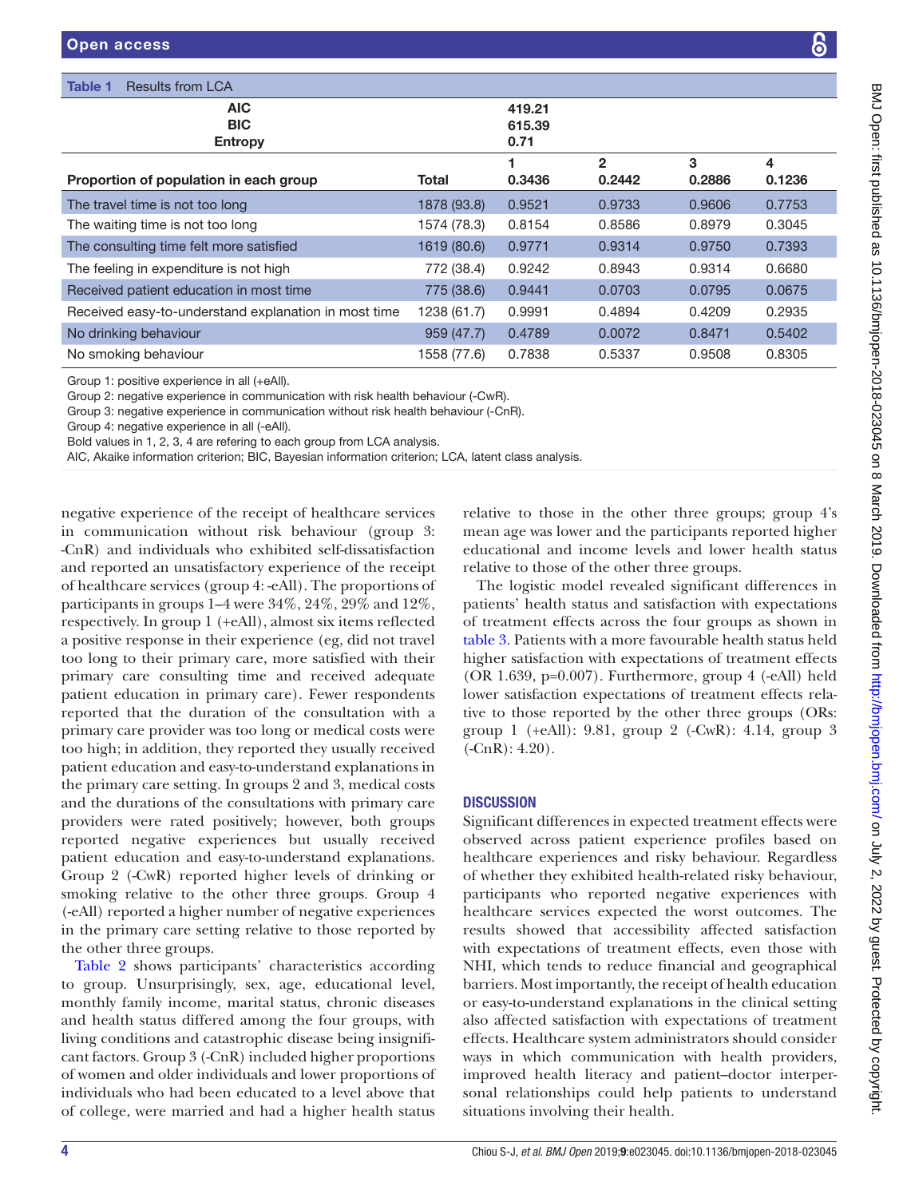**Table 1** Results from LCA

| | | | | | |
|---|---|---|---|---|---|
| **AIC** | | **419.21** | | | |
| **BIC** | | **615.39** | | | |
| **Entropy** | | **0.71** | | | |
| | | **1** | **2** | **3** | **4** |
| **Proportion of population in each group** | **Total** | **0.3436** | **0.2442** | **0.2886** | **0.1236** |
| The travel time is not too long | 1878 (93.8) | 0.9521 | 0.9733 | 0.9606 | 0.7753 |
| The waiting time is not too long | 1574 (78.3) | 0.8154 | 0.8586 | 0.8979 | 0.3045 |
| The consulting time felt more satisfied | 1619 (80.6) | 0.9771 | 0.9314 | 0.9750 | 0.7393 |
| The feeling in expenditure is not high | 772 (38.4) | 0.9242 | 0.8943 | 0.9314 | 0.6680 |
| Received patient education in most time | 775 (38.6) | 0.9441 | 0.0703 | 0.0795 | 0.0675 |
| Received easy-to-understand explanation in most time | 1238 (61.7) | 0.9991 | 0.4894 | 0.4209 | 0.2935 |
| No drinking behaviour | 959 (47.7) | 0.4789 | 0.0072 | 0.8471 | 0.5402 |
| No smoking behaviour | 1558 (77.6) | 0.7838 | 0.5337 | 0.9508 | 0.8305 |

Group 1: positive experience in all (+eAll).
Group 2: negative experience in communication with risk health behaviour (-CwR).
Group 3: negative experience in communication without risk health behaviour (-CnR).
Group 4: negative experience in all (-eAll).
Bold values in 1, 2, 3, 4 are refering to each group from LCA analysis.
AIC, Akaike information criterion; BIC, Bayesian information criterion; LCA, latent class analysis.

negative experience of the receipt of healthcare services in communication without risk behaviour (group 3: -CnR) and individuals who exhibited self-dissatisfaction and reported an unsatisfactory experience of the receipt of healthcare services (group 4: -eAll). The proportions of participants in groups 1–4 were 34%, 24%, 29% and 12%, respectively. In group 1 (+eAll), almost six items reflected a positive response in their experience (eg, did not travel too long to their primary care, more satisfied with their primary care consulting time and received adequate patient education in primary care). Fewer respondents reported that the duration of the consultation with a primary care provider was too long or medical costs were too high; in addition, they reported they usually received patient education and easy-to-understand explanations in the primary care setting. In groups 2 and 3, medical costs and the durations of the consultations with primary care providers were rated positively; however, both groups reported negative experiences but usually received patient education and easy-to-understand explanations. Group 2 (-CwR) reported higher levels of drinking or smoking relative to the other three groups. Group 4 (-eAll) reported a higher number of negative experiences in the primary care setting relative to those reported by the other three groups.

Table 2 shows participants' characteristics according to group. Unsurprisingly, sex, age, educational level, monthly family income, marital status, chronic diseases and health status differed among the four groups, with living conditions and catastrophic disease being insignificant factors. Group 3 (-CnR) included higher proportions of women and older individuals and lower proportions of individuals who had been educated to a level above that of college, were married and had a higher health status relative to those in the other three groups; group 4's mean age was lower and the participants reported higher educational and income levels and lower health status relative to those of the other three groups.

The logistic model revealed significant differences in patients' health status and satisfaction with expectations of treatment effects across the four groups as shown in table 3. Patients with a more favourable health status held higher satisfaction with expectations of treatment effects (OR 1.639, p=0.007). Furthermore, group 4 (-eAll) held lower satisfaction expectations of treatment effects relative to those reported by the other three groups (ORs: group 1 (+eAll): 9.81, group 2 (-CwR): 4.14, group 3 (-CnR): 4.20).

## DISCUSSION

Significant differences in expected treatment effects were observed across patient experience profiles based on healthcare experiences and risky behaviour. Regardless of whether they exhibited health-related risky behaviour, participants who reported negative experiences with healthcare services expected the worst outcomes. The results showed that accessibility affected satisfaction with expectations of treatment effects, even those with NHI, which tends to reduce financial and geographical barriers. Most importantly, the receipt of health education or easy-to-understand explanations in the clinical setting also affected satisfaction with expectations of treatment effects. Healthcare system administrators should consider ways in which communication with health providers, improved health literacy and patient–doctor interpersonal relationships could help patients to understand situations involving their health.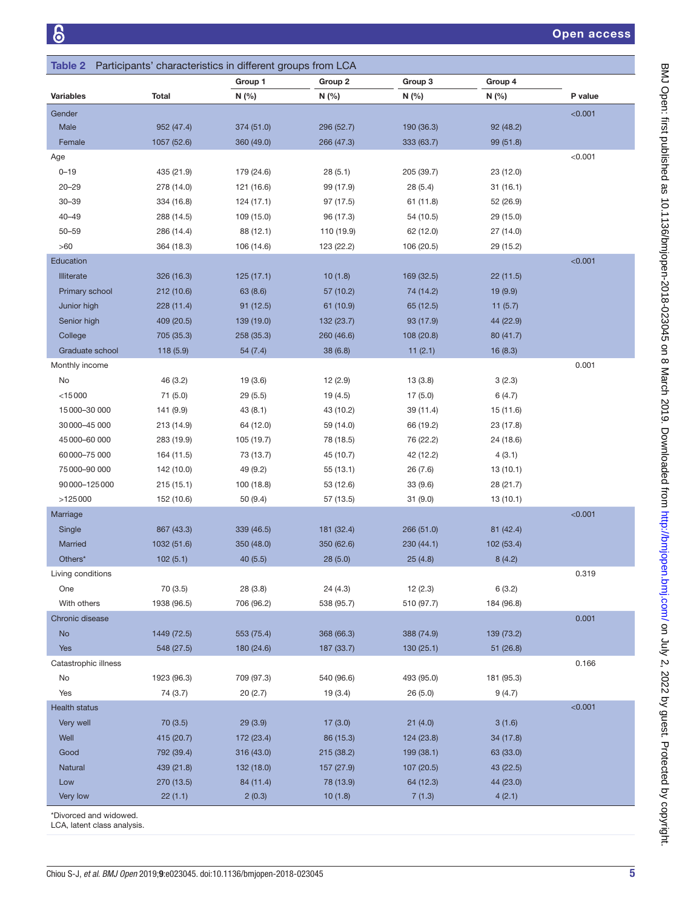**Table 2** Participants' characteristics in different groups from LCA

| Variables | Total | Group 1 N (%) | Group 2 N (%) | Group 3 N (%) | Group 4 N (%) | P value |
|---|---|---|---|---|---|---|
| Gender | | | | | | <0.001 |
| Male | 952 (47.4) | 374 (51.0) | 296 (52.7) | 190 (36.3) | 92 (48.2) | |
| Female | 1057 (52.6) | 360 (49.0) | 266 (47.3) | 333 (63.7) | 99 (51.8) | |
| Age | | | | | | <0.001 |
| 0–19 | 435 (21.9) | 179 (24.6) | 28 (5.1) | 205 (39.7) | 23 (12.0) | |
| 20–29 | 278 (14.0) | 121 (16.6) | 99 (17.9) | 28 (5.4) | 31 (16.1) | |
| 30–39 | 334 (16.8) | 124 (17.1) | 97 (17.5) | 61 (11.8) | 52 (26.9) | |
| 40–49 | 288 (14.5) | 109 (15.0) | 96 (17.3) | 54 (10.5) | 29 (15.0) | |
| 50–59 | 286 (14.4) | 88 (12.1) | 110 (19.9) | 62 (12.0) | 27 (14.0) | |
| >60 | 364 (18.3) | 106 (14.6) | 123 (22.2) | 106 (20.5) | 29 (15.2) | |
| Education | | | | | | <0.001 |
| Illiterate | 326 (16.3) | 125 (17.1) | 10 (1.8) | 169 (32.5) | 22 (11.5) | |
| Primary school | 212 (10.6) | 63 (8.6) | 57 (10.2) | 74 (14.2) | 19 (9.9) | |
| Junior high | 228 (11.4) | 91 (12.5) | 61 (10.9) | 65 (12.5) | 11 (5.7) | |
| Senior high | 409 (20.5) | 139 (19.0) | 132 (23.7) | 93 (17.9) | 44 (22.9) | |
| College | 705 (35.3) | 258 (35.3) | 260 (46.6) | 108 (20.8) | 80 (41.7) | |
| Graduate school | 118 (5.9) | 54 (7.4) | 38 (6.8) | 11 (2.1) | 16 (8.3) | |
| Monthly income | | | | | | 0.001 |
| No | 46 (3.2) | 19 (3.6) | 12 (2.9) | 13 (3.8) | 3 (2.3) | |
| <15000 | 71 (5.0) | 29 (5.5) | 19 (4.5) | 17 (5.0) | 6 (4.7) | |
| 15000–30 000 | 141 (9.9) | 43 (8.1) | 43 (10.2) | 39 (11.4) | 15 (11.6) | |
| 30000–45 000 | 213 (14.9) | 64 (12.0) | 59 (14.0) | 66 (19.2) | 23 (17.8) | |
| 45000–60 000 | 283 (19.9) | 105 (19.7) | 78 (18.5) | 76 (22.2) | 24 (18.6) | |
| 60000–75 000 | 164 (11.5) | 73 (13.7) | 45 (10.7) | 42 (12.2) | 4 (3.1) | |
| 75000–90 000 | 142 (10.0) | 49 (9.2) | 55 (13.1) | 26 (7.6) | 13 (10.1) | |
| 90000–125000 | 215 (15.1) | 100 (18.8) | 53 (12.6) | 33 (9.6) | 28 (21.7) | |
| >125000 | 152 (10.6) | 50 (9.4) | 57 (13.5) | 31 (9.0) | 13 (10.1) | |
| Marriage | | | | | | <0.001 |
| Single | 867 (43.3) | 339 (46.5) | 181 (32.4) | 266 (51.0) | 81 (42.4) | |
| Married | 1032 (51.6) | 350 (48.0) | 350 (62.6) | 230 (44.1) | 102 (53.4) | |
| Others* | 102 (5.1) | 40 (5.5) | 28 (5.0) | 25 (4.8) | 8 (4.2) | |
| Living conditions | | | | | | 0.319 |
| One | 70 (3.5) | 28 (3.8) | 24 (4.3) | 12 (2.3) | 6 (3.2) | |
| With others | 1938 (96.5) | 706 (96.2) | 538 (95.7) | 510 (97.7) | 184 (96.8) | |
| Chronic disease | | | | | | 0.001 |
| No | 1449 (72.5) | 553 (75.4) | 368 (66.3) | 388 (74.9) | 139 (73.2) | |
| Yes | 548 (27.5) | 180 (24.6) | 187 (33.7) | 130 (25.1) | 51 (26.8) | |
| Catastrophic illness | | | | | | 0.166 |
| No | 1923 (96.3) | 709 (97.3) | 540 (96.6) | 493 (95.0) | 181 (95.3) | |
| Yes | 74 (3.7) | 20 (2.7) | 19 (3.4) | 26 (5.0) | 9 (4.7) | |
| Health status | | | | | | <0.001 |
| Very well | 70 (3.5) | 29 (3.9) | 17 (3.0) | 21 (4.0) | 3 (1.6) | |
| Well | 415 (20.7) | 172 (23.4) | 86 (15.3) | 124 (23.8) | 34 (17.8) | |
| Good | 792 (39.4) | 316 (43.0) | 215 (38.2) | 199 (38.1) | 63 (33.0) | |
| Natural | 439 (21.8) | 132 (18.0) | 157 (27.9) | 107 (20.5) | 43 (22.5) | |
| Low | 270 (13.5) | 84 (11.4) | 78 (13.9) | 64 (12.3) | 44 (23.0) | |
| Very low | 22 (1.1) | 2 (0.3) | 10 (1.8) | 7 (1.3) | 4 (2.1) | |

*Divorced and widowed.
LCA, latent class analysis.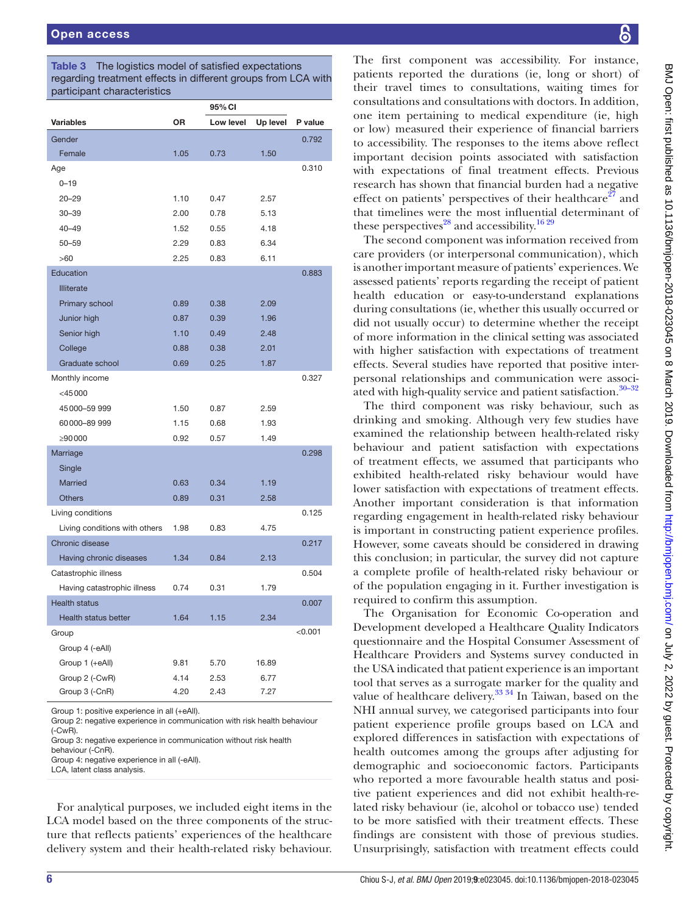**Table 3** The logistics model of satisfied expectations regarding treatment effects in different groups from LCA with participant characteristics

| Variables | OR | 95% CI Low level | Up level | P value |
|---|---|---|---|---|
| Gender | | | | 0.792 |
| Female | 1.05 | 0.73 | 1.50 | |
| Age | | | | 0.310 |
| 0–19 | | | | |
| 20–29 | 1.10 | 0.47 | 2.57 | |
| 30–39 | 2.00 | 0.78 | 5.13 | |
| 40–49 | 1.52 | 0.55 | 4.18 | |
| 50–59 | 2.29 | 0.83 | 6.34 | |
| >60 | 2.25 | 0.83 | 6.11 | |
| Education | | | | 0.883 |
| Illiterate | | | | |
| Primary school | 0.89 | 0.38 | 2.09 | |
| Junior high | 0.87 | 0.39 | 1.96 | |
| Senior high | 1.10 | 0.49 | 2.48 | |
| College | 0.88 | 0.38 | 2.01 | |
| Graduate school | 0.69 | 0.25 | 1.87 | |
| Monthly income | | | | 0.327 |
| <45 000 | | | | |
| 45 000–59 999 | 1.50 | 0.87 | 2.59 | |
| 60 000–89 999 | 1.15 | 0.68 | 1.93 | |
| ≥90 000 | 0.92 | 0.57 | 1.49 | |
| Marriage | | | | 0.298 |
| Single | | | | |
| Married | 0.63 | 0.34 | 1.19 | |
| Others | 0.89 | 0.31 | 2.58 | |
| Living conditions | | | | 0.125 |
| Living conditions with others | 1.98 | 0.83 | 4.75 | |
| Chronic disease | | | | 0.217 |
| Having chronic diseases | 1.34 | 0.84 | 2.13 | |
| Catastrophic illness | | | | 0.504 |
| Having catastrophic illness | 0.74 | 0.31 | 1.79 | |
| Health status | | | | 0.007 |
| Health status better | 1.64 | 1.15 | 2.34 | |
| Group | | | | <0.001 |
| Group 4 (-eAll) | | | | |
| Group 1 (+eAll) | 9.81 | 5.70 | 16.89 | |
| Group 2 (-CwR) | 4.14 | 2.53 | 6.77 | |
| Group 3 (-CnR) | 4.20 | 2.43 | 7.27 | |

Group 1: positive experience in all (+eAll).
Group 2: negative experience in communication with risk health behaviour (-CwR).
Group 3: negative experience in communication without risk health behaviour (-CnR).
Group 4: negative experience in all (-eAll).
LCA, latent class analysis.

For analytical purposes, we included eight items in the LCA model based on the three components of the structure that reflects patients' experiences of the healthcare delivery system and their health-related risky behaviour.

The first component was accessibility. For instance, patients reported the durations (ie, long or short) of their travel times to consultations, waiting times for consultations and consultations with doctors. In addition, one item pertaining to medical expenditure (ie, high or low) measured their experience of financial barriers to accessibility. The responses to the items above reflect important decision points associated with satisfaction with expectations of final treatment effects. Previous research has shown that financial burden had a negative effect on patients' perspectives of their healthcare[27] and that timelines were the most influential determinant of these perspectives[28] and accessibility.[16 29]

The second component was information received from care providers (or interpersonal communication), which is another important measure of patients' experiences. We assessed patients' reports regarding the receipt of patient health education or easy-to-understand explanations during consultations (ie, whether this usually occurred or did not usually occur) to determine whether the receipt of more information in the clinical setting was associated with higher satisfaction with expectations of treatment effects. Several studies have reported that positive interpersonal relationships and communication were associated with high-quality service and patient satisfaction.[30–32]

The third component was risky behaviour, such as drinking and smoking. Although very few studies have examined the relationship between health-related risky behaviour and patient satisfaction with expectations of treatment effects, we assumed that participants who exhibited health-related risky behaviour would have lower satisfaction with expectations of treatment effects. Another important consideration is that information regarding engagement in health-related risky behaviour is important in constructing patient experience profiles. However, some caveats should be considered in drawing this conclusion; in particular, the survey did not capture a complete profile of health-related risky behaviour or of the population engaging in it. Further investigation is required to confirm this assumption.

The Organisation for Economic Co-operation and Development developed a Healthcare Quality Indicators questionnaire and the Hospital Consumer Assessment of Healthcare Providers and Systems survey conducted in the USA indicated that patient experience is an important tool that serves as a surrogate marker for the quality and value of healthcare delivery.[33 34] In Taiwan, based on the NHI annual survey, we categorised participants into four patient experience profile groups based on LCA and explored differences in satisfaction with expectations of health outcomes among the groups after adjusting for demographic and socioeconomic factors. Participants who reported a more favourable health status and positive patient experiences and did not exhibit health-related risky behaviour (ie, alcohol or tobacco use) tended to be more satisfied with their treatment effects. These findings are consistent with those of previous studies. Unsurprisingly, satisfaction with treatment effects could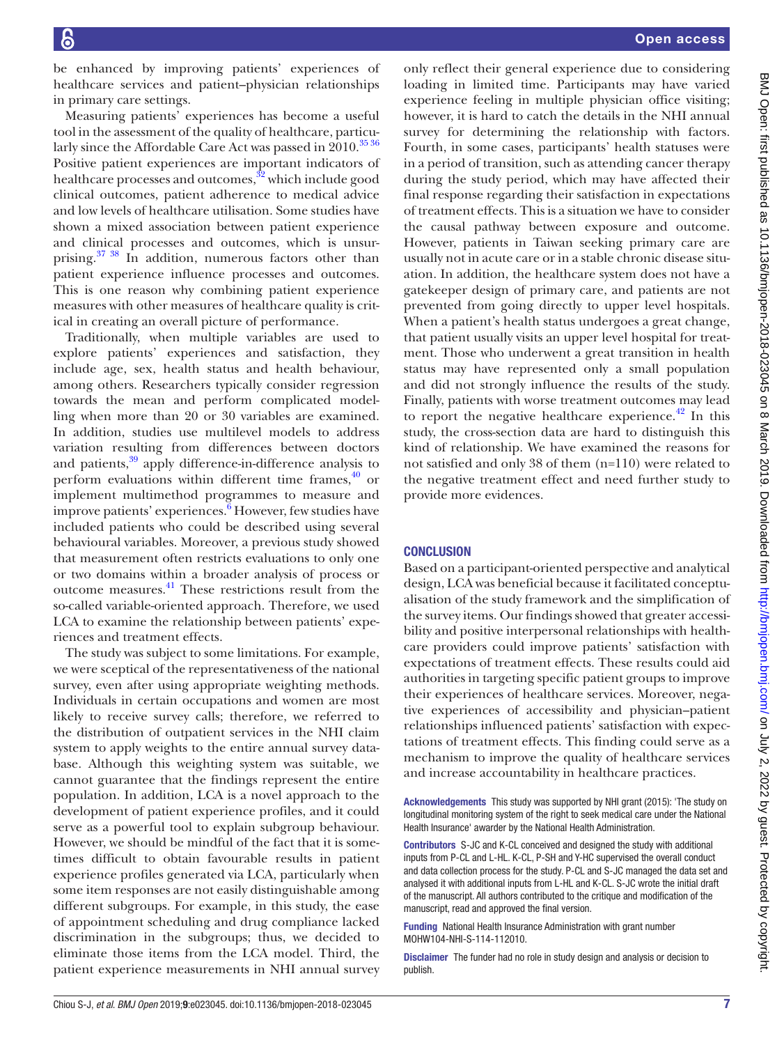be enhanced by improving patients' experiences of healthcare services and patient–physician relationships in primary care settings.

Measuring patients' experiences has become a useful tool in the assessment of the quality of healthcare, particularly since the Affordable Care Act was passed in 2010.[35,36] Positive patient experiences are important indicators of healthcare processes and outcomes,[32] which include good clinical outcomes, patient adherence to medical advice and low levels of healthcare utilisation. Some studies have shown a mixed association between patient experience and clinical processes and outcomes, which is unsurprising.[37,38] In addition, numerous factors other than patient experience influence processes and outcomes. This is one reason why combining patient experience measures with other measures of healthcare quality is critical in creating an overall picture of performance.

Traditionally, when multiple variables are used to explore patients' experiences and satisfaction, they include age, sex, health status and health behaviour, among others. Researchers typically consider regression towards the mean and perform complicated modelling when more than 20 or 30 variables are examined. In addition, studies use multilevel models to address variation resulting from differences between doctors and patients,[39] apply difference-in-difference analysis to perform evaluations within different time frames,[40] or implement multimethod programmes to measure and improve patients' experiences.[6] However, few studies have included patients who could be described using several behavioural variables. Moreover, a previous study showed that measurement often restricts evaluations to only one or two domains within a broader analysis of process or outcome measures.[41] These restrictions result from the so-called variable-oriented approach. Therefore, we used LCA to examine the relationship between patients' experiences and treatment effects.

The study was subject to some limitations. For example, we were sceptical of the representativeness of the national survey, even after using appropriate weighting methods. Individuals in certain occupations and women are most likely to receive survey calls; therefore, we referred to the distribution of outpatient services in the NHI claim system to apply weights to the entire annual survey database. Although this weighting system was suitable, we cannot guarantee that the findings represent the entire population. In addition, LCA is a novel approach to the development of patient experience profiles, and it could serve as a powerful tool to explain subgroup behaviour. However, we should be mindful of the fact that it is sometimes difficult to obtain favourable results in patient experience profiles generated via LCA, particularly when some item responses are not easily distinguishable among different subgroups. For example, in this study, the ease of appointment scheduling and drug compliance lacked discrimination in the subgroups; thus, we decided to eliminate those items from the LCA model. Third, the patient experience measurements in NHI annual survey only reflect their general experience due to considering loading in limited time. Participants may have varied experience feeling in multiple physician office visiting; however, it is hard to catch the details in the NHI annual survey for determining the relationship with factors. Fourth, in some cases, participants' health statuses were in a period of transition, such as attending cancer therapy during the study period, which may have affected their final response regarding their satisfaction in expectations of treatment effects. This is a situation we have to consider the causal pathway between exposure and outcome. However, patients in Taiwan seeking primary care are usually not in acute care or in a stable chronic disease situation. In addition, the healthcare system does not have a gatekeeper design of primary care, and patients are not prevented from going directly to upper level hospitals. When a patient's health status undergoes a great change, that patient usually visits an upper level hospital for treatment. Those who underwent a great transition in health status may have represented only a small population and did not strongly influence the results of the study. Finally, patients with worse treatment outcomes may lead to report the negative healthcare experience.[42] In this study, the cross-section data are hard to distinguish this kind of relationship. We have examined the reasons for not satisfied and only 38 of them (n=110) were related to the negative treatment effect and need further study to provide more evidences.

## CONCLUSION

Based on a participant-oriented perspective and analytical design, LCA was beneficial because it facilitated conceptualisation of the study framework and the simplification of the survey items. Our findings showed that greater accessibility and positive interpersonal relationships with healthcare providers could improve patients' satisfaction with expectations of treatment effects. These results could aid authorities in targeting specific patient groups to improve their experiences of healthcare services. Moreover, negative experiences of accessibility and physician–patient relationships influenced patients' satisfaction with expectations of treatment effects. This finding could serve as a mechanism to improve the quality of healthcare services and increase accountability in healthcare practices.

**Acknowledgements** This study was supported by NHI grant (2015): 'The study on longitudinal monitoring system of the right to seek medical care under the National Health Insurance' awarder by the National Health Administration.

**Contributors** S-JC and K-CL conceived and designed the study with additional inputs from P-CL and L-HL. K-CL, P-SH and Y-HC supervised the overall conduct and data collection process for the study. P-CL and S-JC managed the data set and analysed it with additional inputs from L-HL and K-CL. S-JC wrote the initial draft of the manuscript. All authors contributed to the critique and modification of the manuscript, read and approved the final version.

**Funding** National Health Insurance Administration with grant number MOHW104-NHI-S-114-112010.

**Disclaimer** The funder had no role in study design and analysis or decision to publish.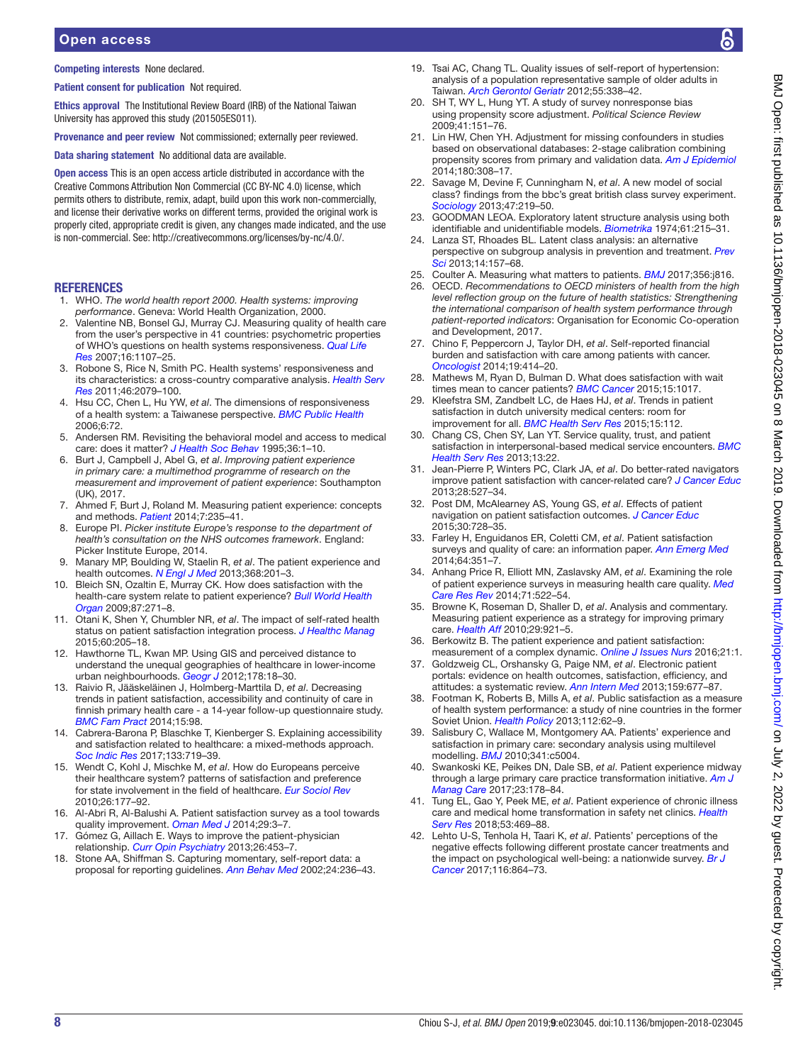**Competing interests** None declared.

**Patient consent for publication** Not required.

**Ethics approval** The Institutional Review Board (IRB) of the National Taiwan University has approved this study (201505ES011).

**Provenance and peer review** Not commissioned; externally peer reviewed.

**Data sharing statement** No additional data are available.

**Open access** This is an open access article distributed in accordance with the Creative Commons Attribution Non Commercial (CC BY-NC 4.0) license, which permits others to distribute, remix, adapt, build upon this work non-commercially, and license their derivative works on different terms, provided the original work is properly cited, appropriate credit is given, any changes made indicated, and the use is non-commercial. See: http://creativecommons.org/licenses/by-nc/4.0/.

## REFERENCES

1. WHO. *The world health report 2000. Health systems: improving performance*. Geneva: World Health Organization, 2000.
2. Valentine NB, Bonsel GJ, Murray CJ. Measuring quality of health care from the user's perspective in 41 countries: psychometric properties of WHO's questions on health systems responsiveness. *Qual Life Res* 2007;16:1107–25.
3. Robone S, Rice N, Smith PC. Health systems' responsiveness and its characteristics: a cross-country comparative analysis. *Health Serv Res* 2011;46:2079–100.
4. Hsu CC, Chen L, Hu YW, *et al*. The dimensions of responsiveness of a health system: a Taiwanese perspective. *BMC Public Health* 2006;6:72.
5. Andersen RM. Revisiting the behavioral model and access to medical care: does it matter? *J Health Soc Behav* 1995;36:1–10.
6. Burt J, Campbell J, Abel G, *et al*. *Improving patient experience in primary care: a multimethod programme of research on the measurement and improvement of patient experience*: Southampton (UK), 2017.
7. Ahmed F, Burt J, Roland M. Measuring patient experience: concepts and methods. *Patient* 2014;7:235–41.
8. Europe PI. *Picker institute Europe's response to the department of health's consultation on the NHS outcomes framework*. England: Picker Institute Europe, 2014.
9. Manary MP, Boulding W, Staelin R, *et al*. The patient experience and health outcomes. *N Engl J Med* 2013;368:201–3.
10. Bleich SN, Ozaltin E, Murray CK. How does satisfaction with the health-care system relate to patient experience? *Bull World Health Organ* 2009;87:271–8.
11. Otani K, Shen Y, Chumbler NR, *et al*. The impact of self-rated health status on patient satisfaction integration process. *J Healthc Manag* 2015;60:205–18.
12. Hawthorne TL, Kwan MP. Using GIS and perceived distance to understand the unequal geographies of healthcare in lower-income urban neighbourhoods. *Geogr J* 2012;178:18–30.
13. Raivio R, Jääskeläinen J, Holmberg-Marttila D, *et al*. Decreasing trends in patient satisfaction, accessibility and continuity of care in finnish primary health care - a 14-year follow-up questionnaire study. *BMC Fam Pract* 2014;15:98.
14. Cabrera-Barona P, Blaschke T, Kienberger S. Explaining accessibility and satisfaction related to healthcare: a mixed-methods approach. *Soc Indic Res* 2017;133:719–39.
15. Wendt C, Kohl J, Mischke M, *et al*. How do Europeans perceive their healthcare system? patterns of satisfaction and preference for state involvement in the field of healthcare. *Eur Sociol Rev* 2010;26:177–92.
16. Al-Abri R, Al-Balushi A. Patient satisfaction survey as a tool towards quality improvement. *Oman Med J* 2014;29:3–7.
17. Gómez G, Aillach E. Ways to improve the patient-physician relationship. *Curr Opin Psychiatry* 2013;26:453–7.
18. Stone AA, Shiffman S. Capturing momentary, self-report data: a proposal for reporting guidelines. *Ann Behav Med* 2002;24:236–43.
19. Tsai AC, Chang TL. Quality issues of self-report of hypertension: analysis of a population representative sample of older adults in Taiwan. *Arch Gerontol Geriatr* 2012;55:338–42.
20. SH T, WY L, Hung YT. A study of survey nonresponse bias using propensity score adjustment. *Political Science Review* 2009;41:151–76.
21. Lin HW, Chen YH. Adjustment for missing confounders in studies based on observational databases: 2-stage calibration combining propensity scores from primary and validation data. *Am J Epidemiol* 2014;180:308–17.
22. Savage M, Devine F, Cunningham N, *et al*. A new model of social class? findings from the bbc's great british class survey experiment. *Sociology* 2013;47:219–50.
23. GOODMAN LEOA. Exploratory latent structure analysis using both identifiable and unidentifiable models. *Biometrika* 1974;61:215–31.
24. Lanza ST, Rhoades BL. Latent class analysis: an alternative perspective on subgroup analysis in prevention and treatment. *Prev Sci* 2013;14:157–68.
25. Coulter A. Measuring what matters to patients. *BMJ* 2017;356:j816.
26. OECD. *Recommendations to OECD ministers of health from the high level reflection group on the future of health statistics: Strengthening the international comparison of health system performance through patient-reported indicators*: Organisation for Economic Co-operation and Development, 2017.
27. Chino F, Peppercorn J, Taylor DH, *et al*. Self-reported financial burden and satisfaction with care among patients with cancer. *Oncologist* 2014;19:414–20.
28. Mathews M, Ryan D, Bulman D. What does satisfaction with wait times mean to cancer patients? *BMC Cancer* 2015;15:1017.
29. Kleefstra SM, Zandbelt LC, de Haes HJ, *et al*. Trends in patient satisfaction in dutch university medical centers: room for improvement for all. *BMC Health Serv Res* 2015;15:112.
30. Chang CS, Chen SY, Lan YT. Service quality, trust, and patient satisfaction in interpersonal-based medical service encounters. *BMC Health Serv Res* 2013;13:22.
31. Jean-Pierre P, Winters PC, Clark JA, *et al*. Do better-rated navigators improve patient satisfaction with cancer-related care? *J Cancer Educ* 2013;28:527–34.
32. Post DM, McAlearney AS, Young GS, *et al*. Effects of patient navigation on patient satisfaction outcomes. *J Cancer Educ* 2015;30:728–35.
33. Farley H, Enguidanos ER, Coletti CM, *et al*. Patient satisfaction surveys and quality of care: an information paper. *Ann Emerg Med* 2014;64:351–7.
34. Anhang Price R, Elliott MN, Zaslavsky AM, *et al*. Examining the role of patient experience surveys in measuring health care quality. *Med Care Res Rev* 2014;71:522–54.
35. Browne K, Roseman D, Shaller D, *et al*. Analysis and commentary. Measuring patient experience as a strategy for improving primary care. *Health Aff* 2010;29:921–5.
36. Berkowitz B. The patient experience and patient satisfaction: measurement of a complex dynamic. *Online J Issues Nurs* 2016;21:1.
37. Goldzweig CL, Orshansky G, Paige NM, *et al*. Electronic patient portals: evidence on health outcomes, satisfaction, efficiency, and attitudes: a systematic review. *Ann Intern Med* 2013;159:677–87.
38. Footman K, Roberts B, Mills A, *et al*. Public satisfaction as a measure of health system performance: a study of nine countries in the former Soviet Union. *Health Policy* 2013;112:62–9.
39. Salisbury C, Wallace M, Montgomery AA. Patients' experience and satisfaction in primary care: secondary analysis using multilevel modelling. *BMJ* 2010;341:c5004.
40. Swankoski KE, Peikes DN, Dale SB, *et al*. Patient experience midway through a large primary care practice transformation initiative. *Am J Manag Care* 2017;23:178–84.
41. Tung EL, Gao Y, Peek ME, *et al*. Patient experience of chronic illness care and medical home transformation in safety net clinics. *Health Serv Res* 2018;53:469–88.
42. Lehto U-S, Tenhola H, Taari K, *et al*. Patients' perceptions of the negative effects following different prostate cancer treatments and the impact on psychological well-being: a nationwide survey. *Br J Cancer* 2017;116:864–73.